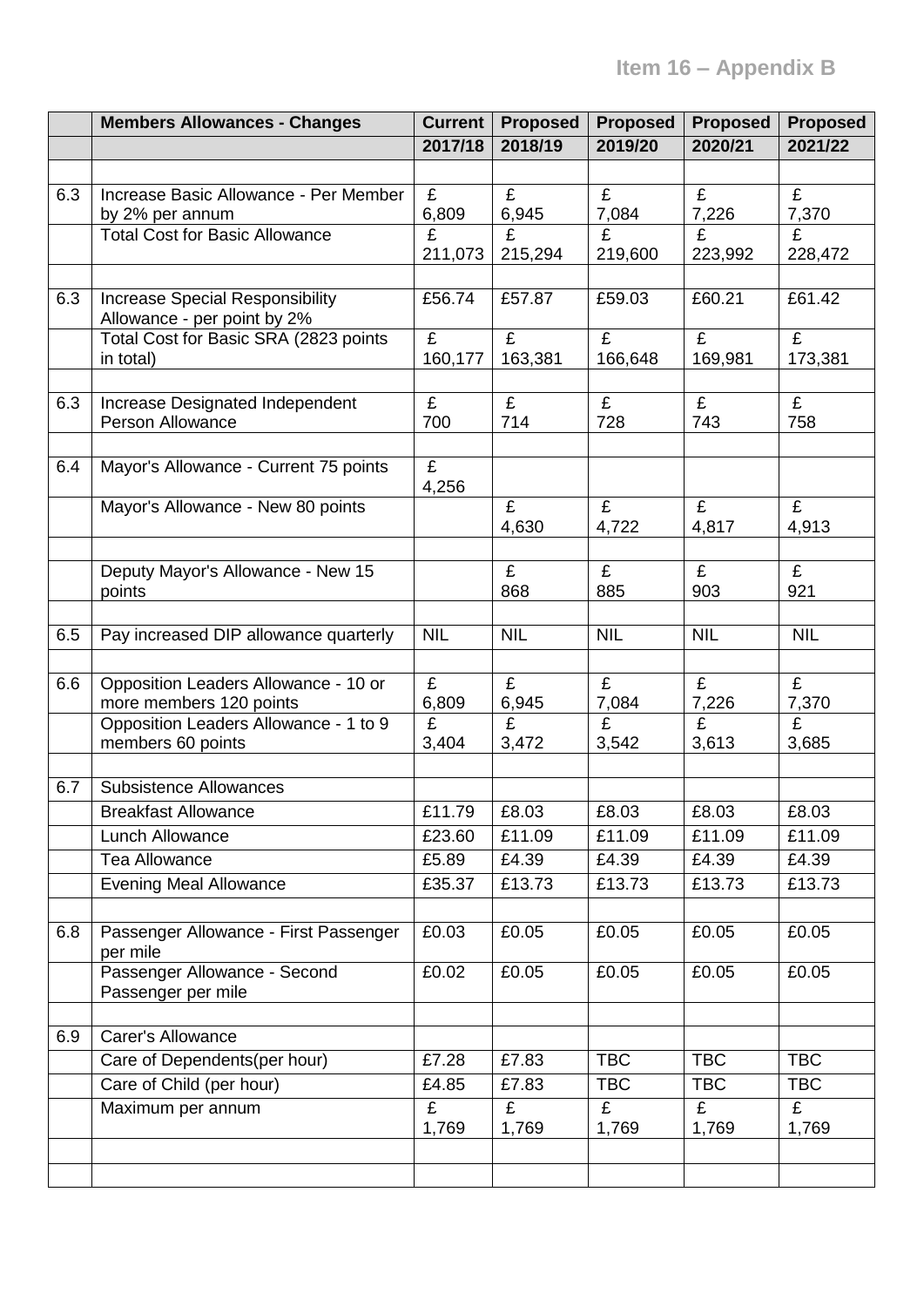**Item 16 – Appendix B**

| | Members Allowances - Changes | Current | Proposed | Proposed | Proposed | Proposed |
|---|---|---|---|---|---|---|
| | | 2017/18 | 2018/19 | 2019/20 | 2020/21 | 2021/22 |
| | | | | | | |
| 6.3 | Increase Basic Allowance - Per Member by 2% per annum | £ 6,809 | £ 6,945 | £ 7,084 | £ 7,226 | £ 7,370 |
| | Total Cost for Basic Allowance | £ 211,073 | £ 215,294 | £ 219,600 | £ 223,992 | £ 228,472 |
| | | | | | | |
| 6.3 | Increase Special Responsibility Allowance - per point by 2% | £56.74 | £57.87 | £59.03 | £60.21 | £61.42 |
| | Total Cost for Basic SRA (2823 points in total) | £ 160,177 | £ 163,381 | £ 166,648 | £ 169,981 | £ 173,381 |
| | | | | | | |
| 6.3 | Increase Designated Independent Person Allowance | £ 700 | £ 714 | £ 728 | £ 743 | £ 758 |
| | | | | | | |
| 6.4 | Mayor's Allowance - Current 75 points | £ 4,256 | | | | |
| | Mayor's Allowance - New 80 points | | £ 4,630 | £ 4,722 | £ 4,817 | £ 4,913 |
| | | | | | | |
| | Deputy Mayor's Allowance - New 15 points | | £ 868 | £ 885 | £ 903 | £ 921 |
| | | | | | | |
| 6.5 | Pay increased DIP allowance quarterly | NIL | NIL | NIL | NIL | NIL |
| | | | | | | |
| 6.6 | Opposition Leaders Allowance - 10 or more members 120 points | £ 6,809 | £ 6,945 | £ 7,084 | £ 7,226 | £ 7,370 |
| | Opposition Leaders Allowance - 1 to 9 members 60 points | £ 3,404 | £ 3,472 | £ 3,542 | £ 3,613 | £ 3,685 |
| | | | | | | |
| 6.7 | Subsistence Allowances | | | | | |
| | Breakfast Allowance | £11.79 | £8.03 | £8.03 | £8.03 | £8.03 |
| | Lunch Allowance | £23.60 | £11.09 | £11.09 | £11.09 | £11.09 |
| | Tea Allowance | £5.89 | £4.39 | £4.39 | £4.39 | £4.39 |
| | Evening Meal Allowance | £35.37 | £13.73 | £13.73 | £13.73 | £13.73 |
| | | | | | | |
| 6.8 | Passenger Allowance - First Passenger per mile | £0.03 | £0.05 | £0.05 | £0.05 | £0.05 |
| | Passenger Allowance - Second Passenger per mile | £0.02 | £0.05 | £0.05 | £0.05 | £0.05 |
| | | | | | | |
| 6.9 | Carer's Allowance | | | | | |
| | Care of Dependents(per hour) | £7.28 | £7.83 | TBC | TBC | TBC |
| | Care of Child (per hour) | £4.85 | £7.83 | TBC | TBC | TBC |
| | Maximum per annum | £ 1,769 | £ 1,769 | £ 1,769 | £ 1,769 | £ 1,769 |
| | | | | | | |
| | | | | | | |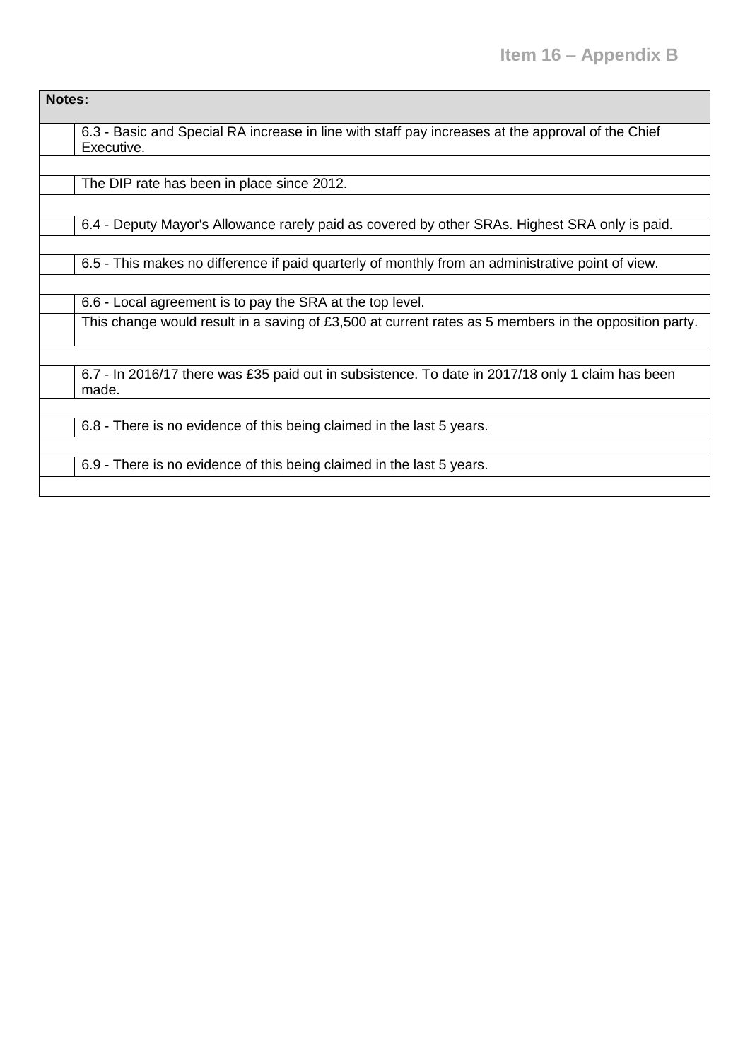Item 16 – Appendix B

| Notes: | |
|---|---|
| | 6.3 - Basic and Special RA increase in line with staff pay increases at the approval of the Chief Executive. |
| | |
| | The DIP rate has been in place since 2012. |
| | |
| | 6.4 - Deputy Mayor's Allowance rarely paid as covered by other SRAs. Highest SRA only is paid. |
| | |
| | 6.5 - This makes no difference if paid quarterly of monthly from an administrative point of view. |
| | |
| | 6.6 - Local agreement is to pay the SRA at the top level. |
| | This change would result in a saving of £3,500 at current rates as 5 members in the opposition party. |
| | |
| | 6.7 - In 2016/17 there was £35 paid out in subsistence. To date in 2017/18 only 1 claim has been made. |
| | |
| | 6.8 - There is no evidence of this being claimed in the last 5 years. |
| | |
| | 6.9 - There is no evidence of this being claimed in the last 5 years. |
| | |